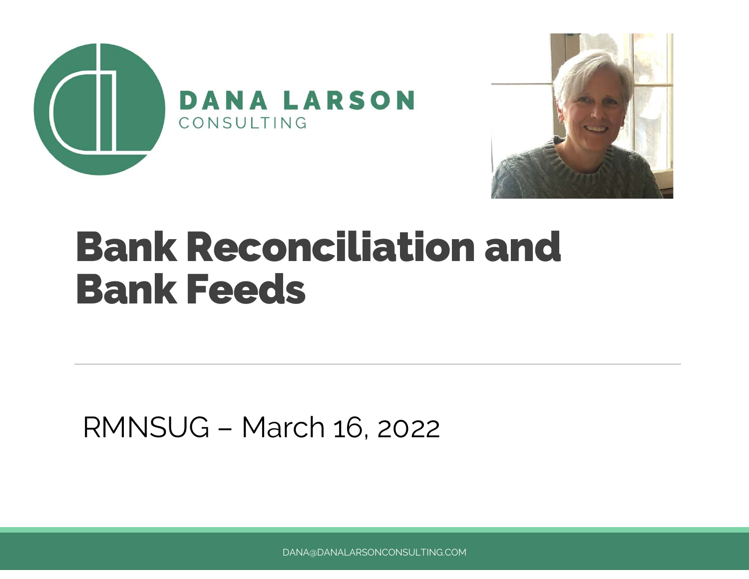DANA LARSON
CONSULTING

# Bank Reconciliation and Bank Feeds

RMNSUG – March 16, 2022

DANA@DANALARSONCONSULTING.COM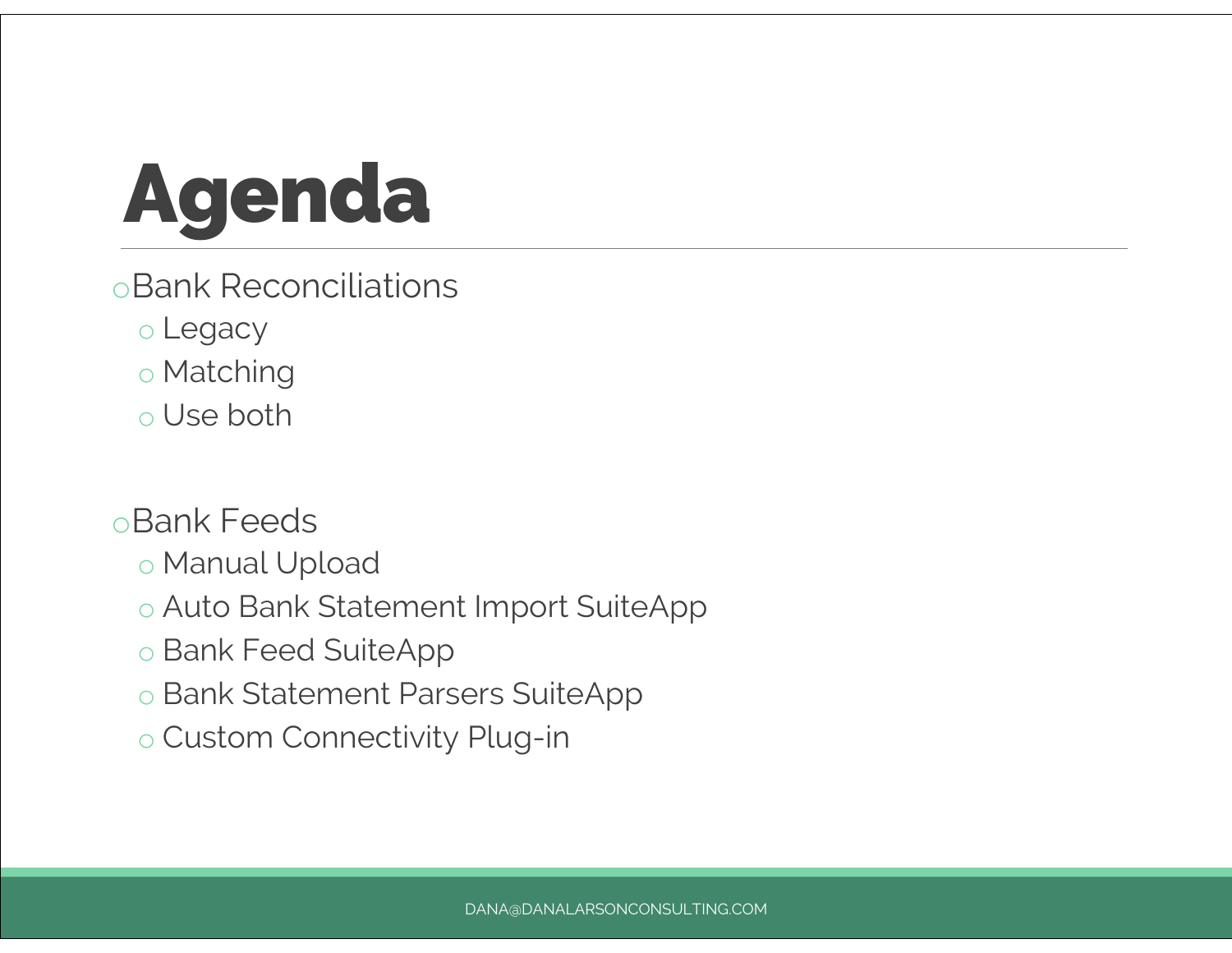# Agenda

- Bank Reconciliations
  - Legacy
  - Matching
  - Use both

- Bank Feeds
  - Manual Upload
  - Auto Bank Statement Import SuiteApp
  - Bank Feed SuiteApp
  - Bank Statement Parsers SuiteApp
  - Custom Connectivity Plug-in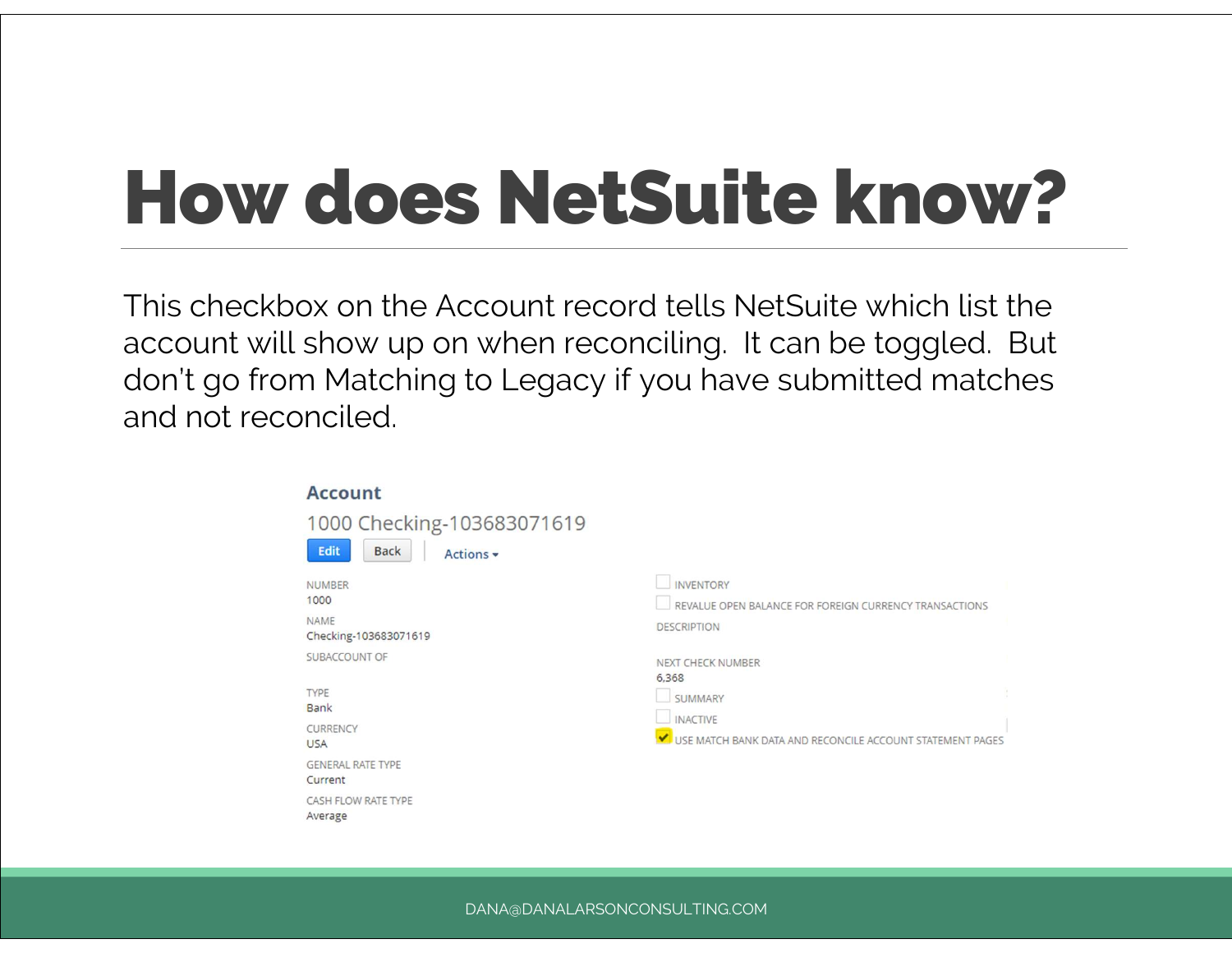# How does NetSuite know?

This checkbox on the Account record tells NetSuite which list the account will show up on when reconciling. It can be toggled. But don't go from Matching to Legacy if you have submitted matches and not reconciled.

**Account**

1000 Checking-103683071619

Edit | Back | Actions

NUMBER
1000

NAME
Checking-103683071619

SUBACCOUNT OF

TYPE
Bank

CURRENCY
USA

GENERAL RATE TYPE
Current

CASH FLOW RATE TYPE
Average

☐ INVENTORY

☐ REVALUE OPEN BALANCE FOR FOREIGN CURRENCY TRANSACTIONS

DESCRIPTION

NEXT CHECK NUMBER
6,368

☐ SUMMARY

☐ INACTIVE

☑ USE MATCH BANK DATA AND RECONCILE ACCOUNT STATEMENT PAGES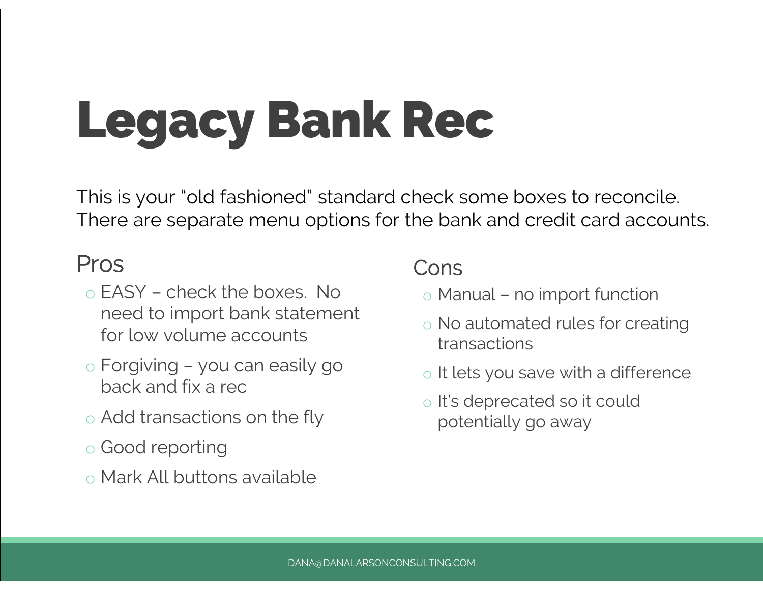# Legacy Bank Rec

This is your “old fashioned” standard check some boxes to reconcile. There are separate menu options for the bank and credit card accounts.

## Pros

- EASY – check the boxes. No need to import bank statement for low volume accounts
- Forgiving – you can easily go back and fix a rec
- Add transactions on the fly
- Good reporting
- Mark All buttons available

## Cons

- Manual – no import function
- No automated rules for creating transactions
- It lets you save with a difference
- It’s deprecated so it could potentially go away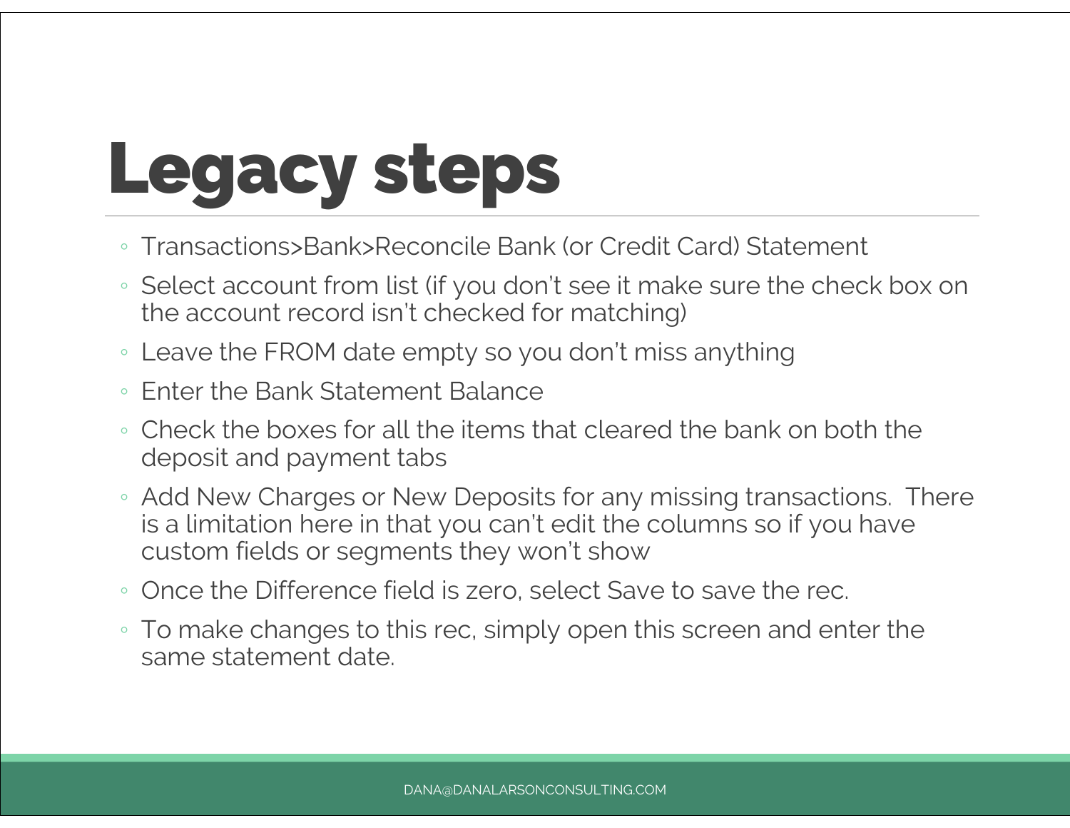# Legacy steps

- Transactions>Bank>Reconcile Bank (or Credit Card) Statement
- Select account from list (if you don't see it make sure the check box on the account record isn't checked for matching)
- Leave the FROM date empty so you don't miss anything
- Enter the Bank Statement Balance
- Check the boxes for all the items that cleared the bank on both the deposit and payment tabs
- Add New Charges or New Deposits for any missing transactions. There is a limitation here in that you can't edit the columns so if you have custom fields or segments they won't show
- Once the Difference field is zero, select Save to save the rec.
- To make changes to this rec, simply open this screen and enter the same statement date.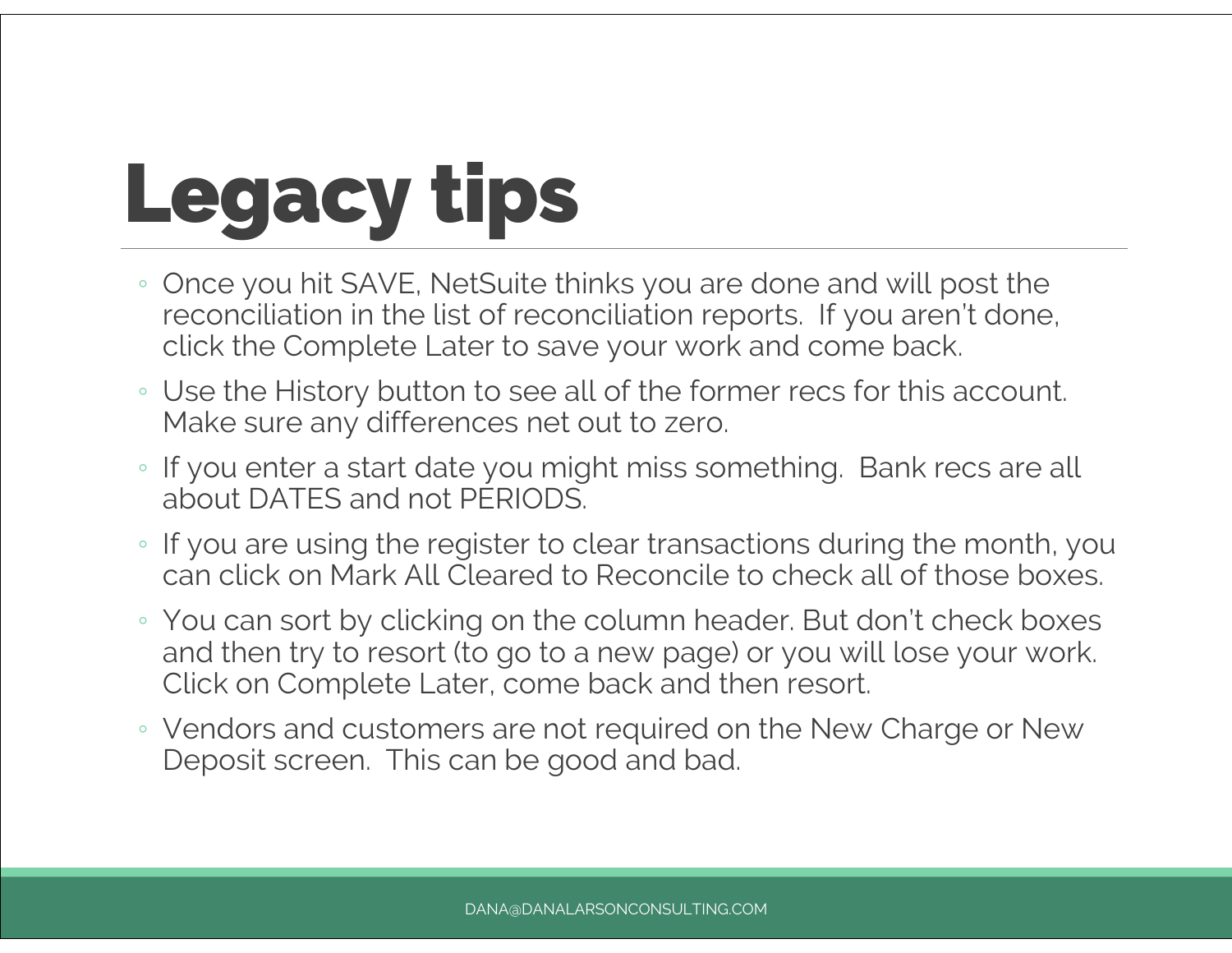# Legacy tips

- Once you hit SAVE, NetSuite thinks you are done and will post the reconciliation in the list of reconciliation reports. If you aren't done, click the Complete Later to save your work and come back.
- Use the History button to see all of the former recs for this account. Make sure any differences net out to zero.
- If you enter a start date you might miss something. Bank recs are all about DATES and not PERIODS.
- If you are using the register to clear transactions during the month, you can click on Mark All Cleared to Reconcile to check all of those boxes.
- You can sort by clicking on the column header. But don't check boxes and then try to resort (to go to a new page) or you will lose your work. Click on Complete Later, come back and then resort.
- Vendors and customers are not required on the New Charge or New Deposit screen. This can be good and bad.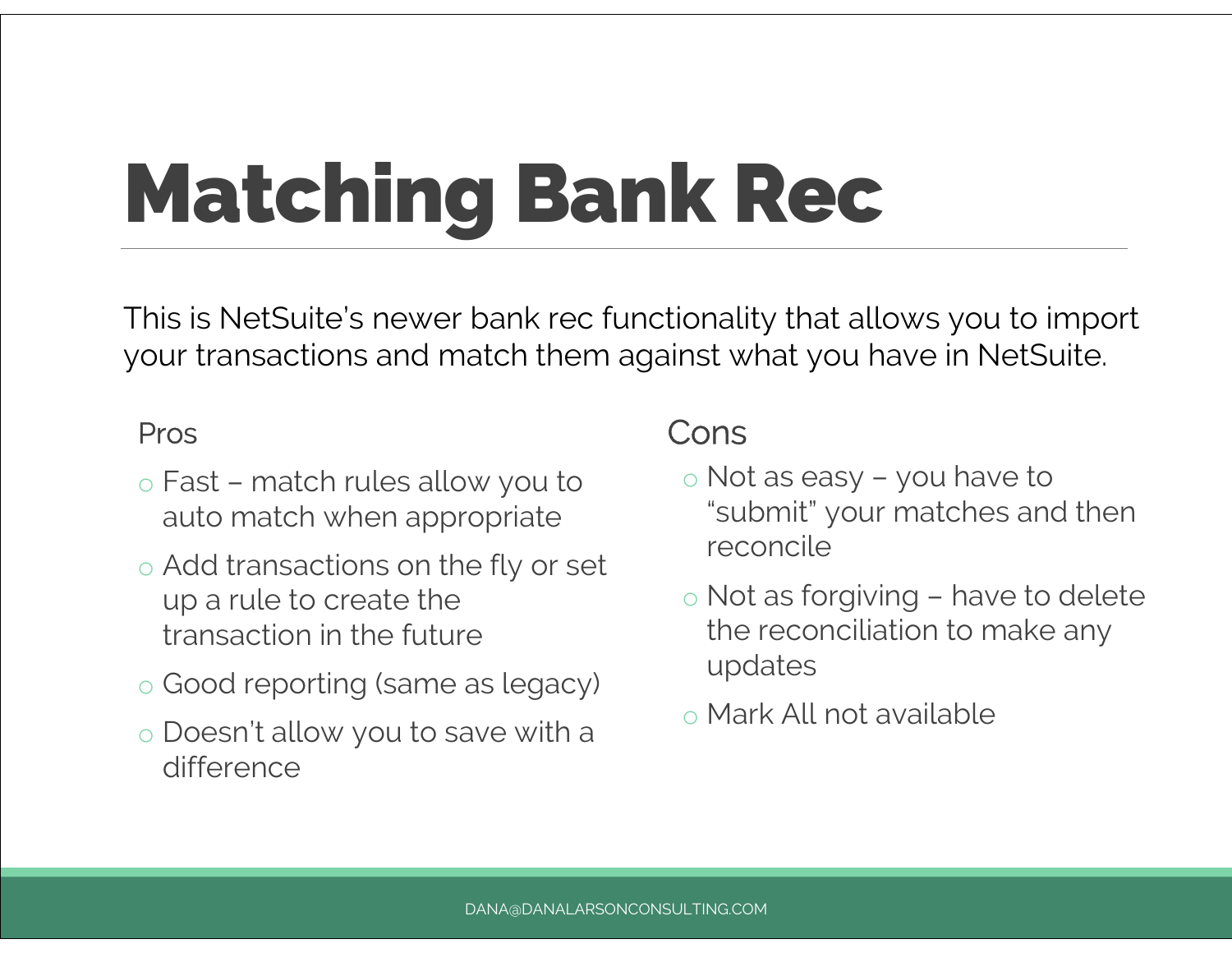# Matching Bank Rec

This is NetSuite's newer bank rec functionality that allows you to import your transactions and match them against what you have in NetSuite.

Pros

- Fast – match rules allow you to auto match when appropriate
- Add transactions on the fly or set up a rule to create the transaction in the future
- Good reporting (same as legacy)
- Doesn't allow you to save with a difference

Cons

- Not as easy – you have to "submit" your matches and then reconcile
- Not as forgiving – have to delete the reconciliation to make any updates
- Mark All not available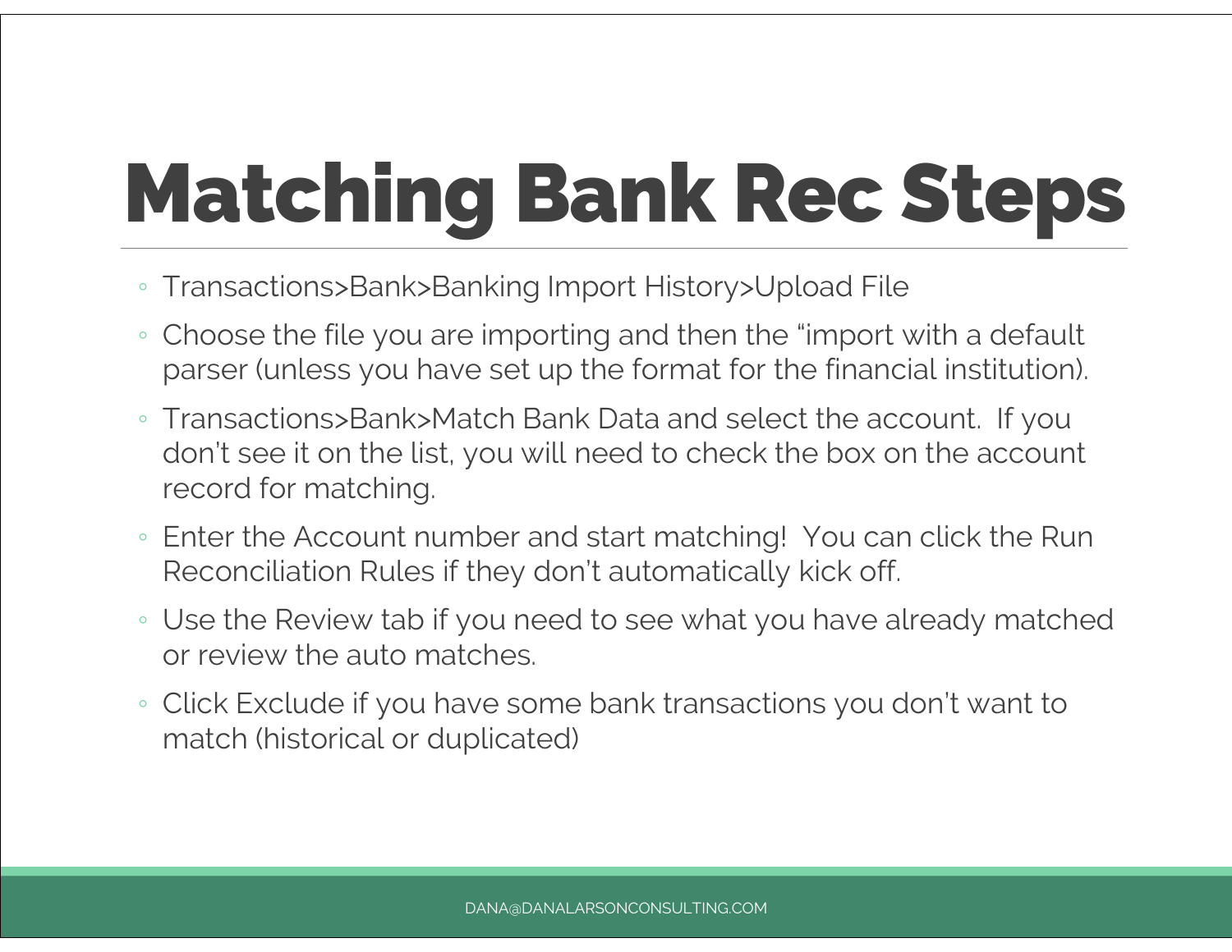# Matching Bank Rec Steps

- Transactions>Bank>Banking Import History>Upload File
- Choose the file you are importing and then the “import with a default parser (unless you have set up the format for the financial institution).
- Transactions>Bank>Match Bank Data and select the account. If you don’t see it on the list, you will need to check the box on the account record for matching.
- Enter the Account number and start matching! You can click the Run Reconciliation Rules if they don’t automatically kick off.
- Use the Review tab if you need to see what you have already matched or review the auto matches.
- Click Exclude if you have some bank transactions you don’t want to match (historical or duplicated)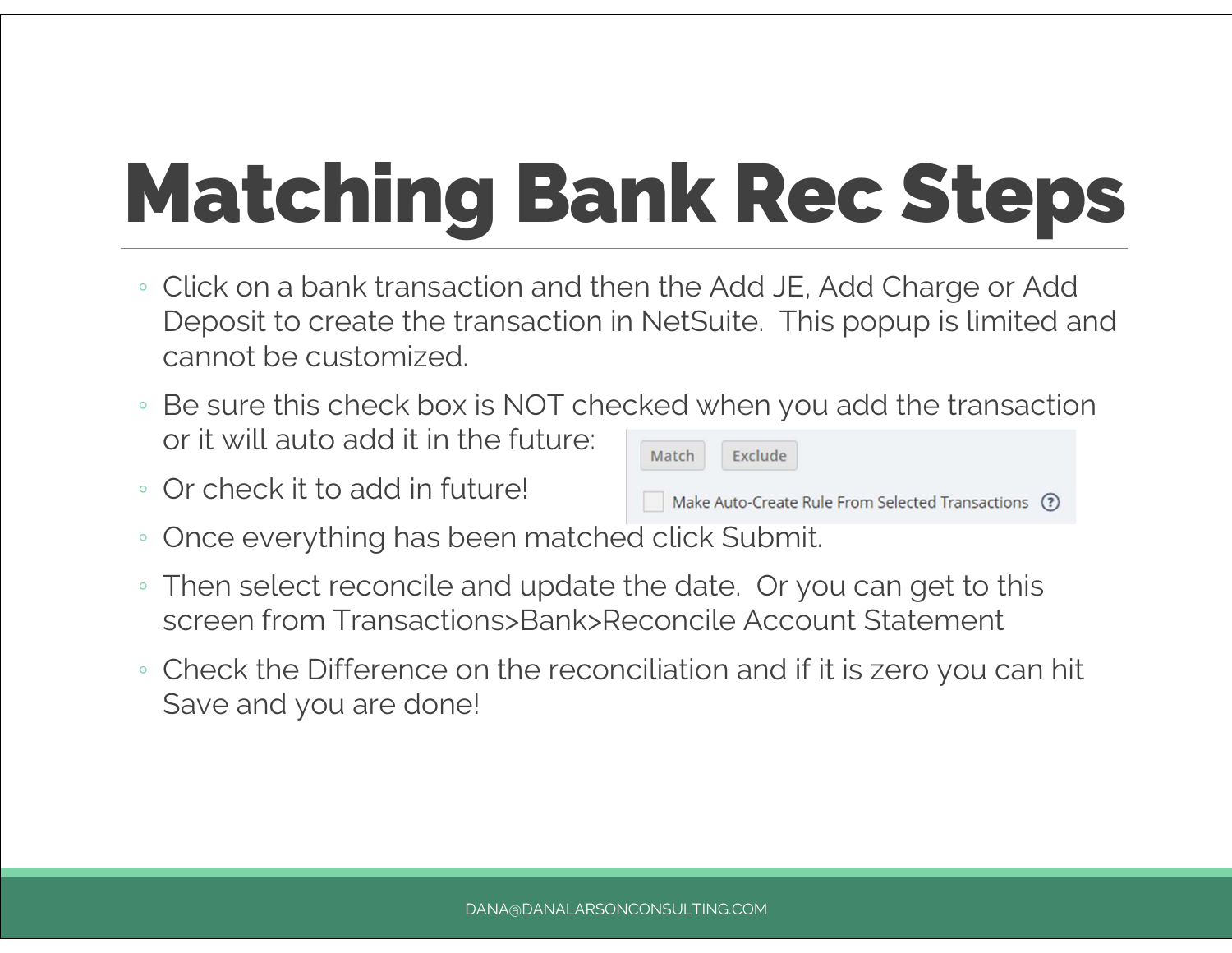# Matching Bank Rec Steps

- Click on a bank transaction and then the Add JE, Add Charge or Add Deposit to create the transaction in NetSuite. This popup is limited and cannot be customized.
- Be sure this check box is NOT checked when you add the transaction or it will auto add it in the future:
- Or check it to add in future!

Match Exclude

Make Auto-Create Rule From Selected Transactions

- Once everything has been matched click Submit.
- Then select reconcile and update the date. Or you can get to this screen from Transactions>Bank>Reconcile Account Statement
- Check the Difference on the reconciliation and if it is zero you can hit Save and you are done!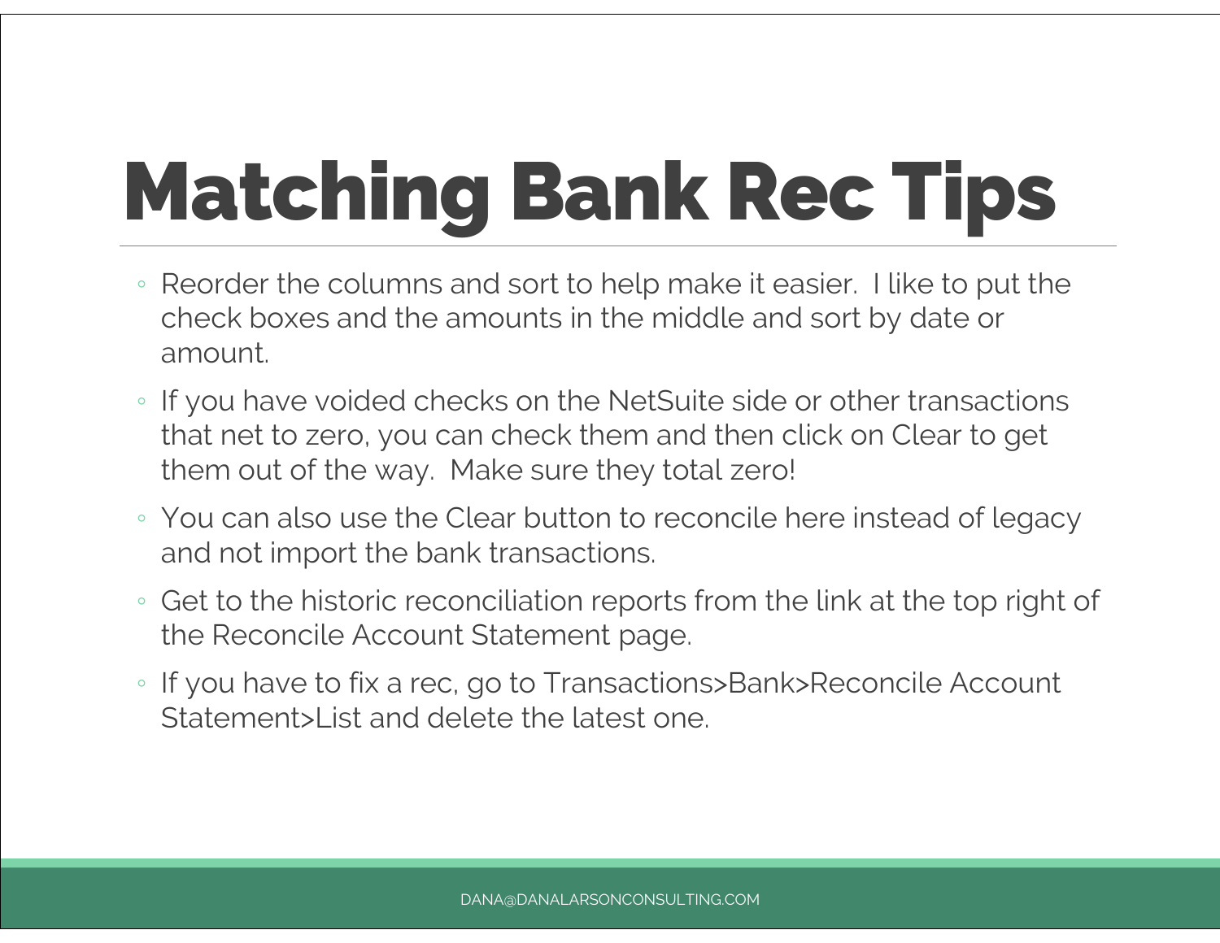# Matching Bank Rec Tips

- Reorder the columns and sort to help make it easier. I like to put the check boxes and the amounts in the middle and sort by date or amount.
- If you have voided checks on the NetSuite side or other transactions that net to zero, you can check them and then click on Clear to get them out of the way. Make sure they total zero!
- You can also use the Clear button to reconcile here instead of legacy and not import the bank transactions.
- Get to the historic reconciliation reports from the link at the top right of the Reconcile Account Statement page.
- If you have to fix a rec, go to Transactions>Bank>Reconcile Account Statement>List and delete the latest one.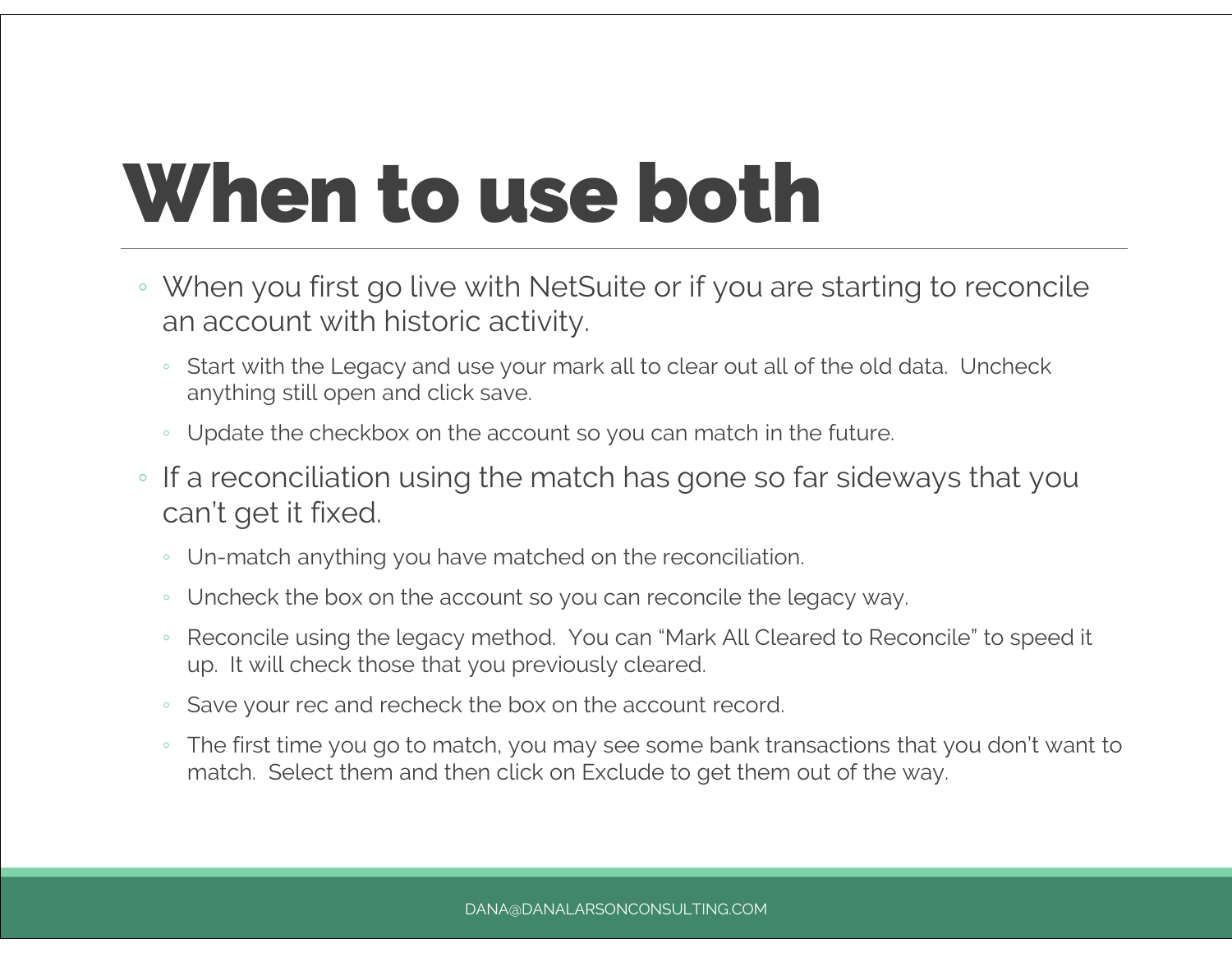# When to use both

- When you first go live with NetSuite or if you are starting to reconcile an account with historic activity.
  - Start with the Legacy and use your mark all to clear out all of the old data. Uncheck anything still open and click save.
  - Update the checkbox on the account so you can match in the future.
- If a reconciliation using the match has gone so far sideways that you can't get it fixed.
  - Un-match anything you have matched on the reconciliation.
  - Uncheck the box on the account so you can reconcile the legacy way.
  - Reconcile using the legacy method. You can "Mark All Cleared to Reconcile" to speed it up. It will check those that you previously cleared.
  - Save your rec and recheck the box on the account record.
  - The first time you go to match, you may see some bank transactions that you don't want to match. Select them and then click on Exclude to get them out of the way.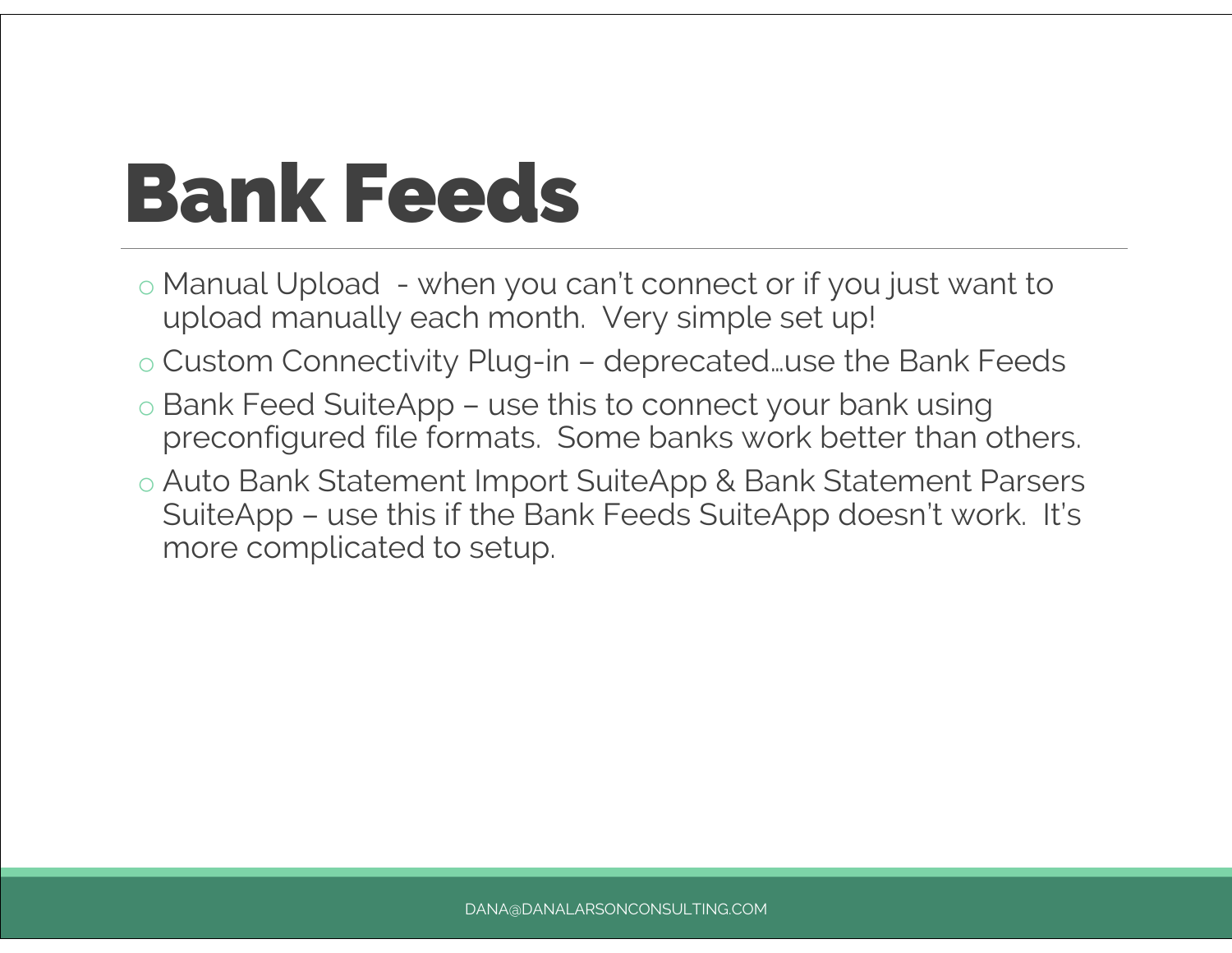# Bank Feeds

- Manual Upload - when you can't connect or if you just want to upload manually each month. Very simple set up!
- Custom Connectivity Plug-in – deprecated…use the Bank Feeds
- Bank Feed SuiteApp – use this to connect your bank using preconfigured file formats. Some banks work better than others.
- Auto Bank Statement Import SuiteApp & Bank Statement Parsers SuiteApp – use this if the Bank Feeds SuiteApp doesn't work. It's more complicated to setup.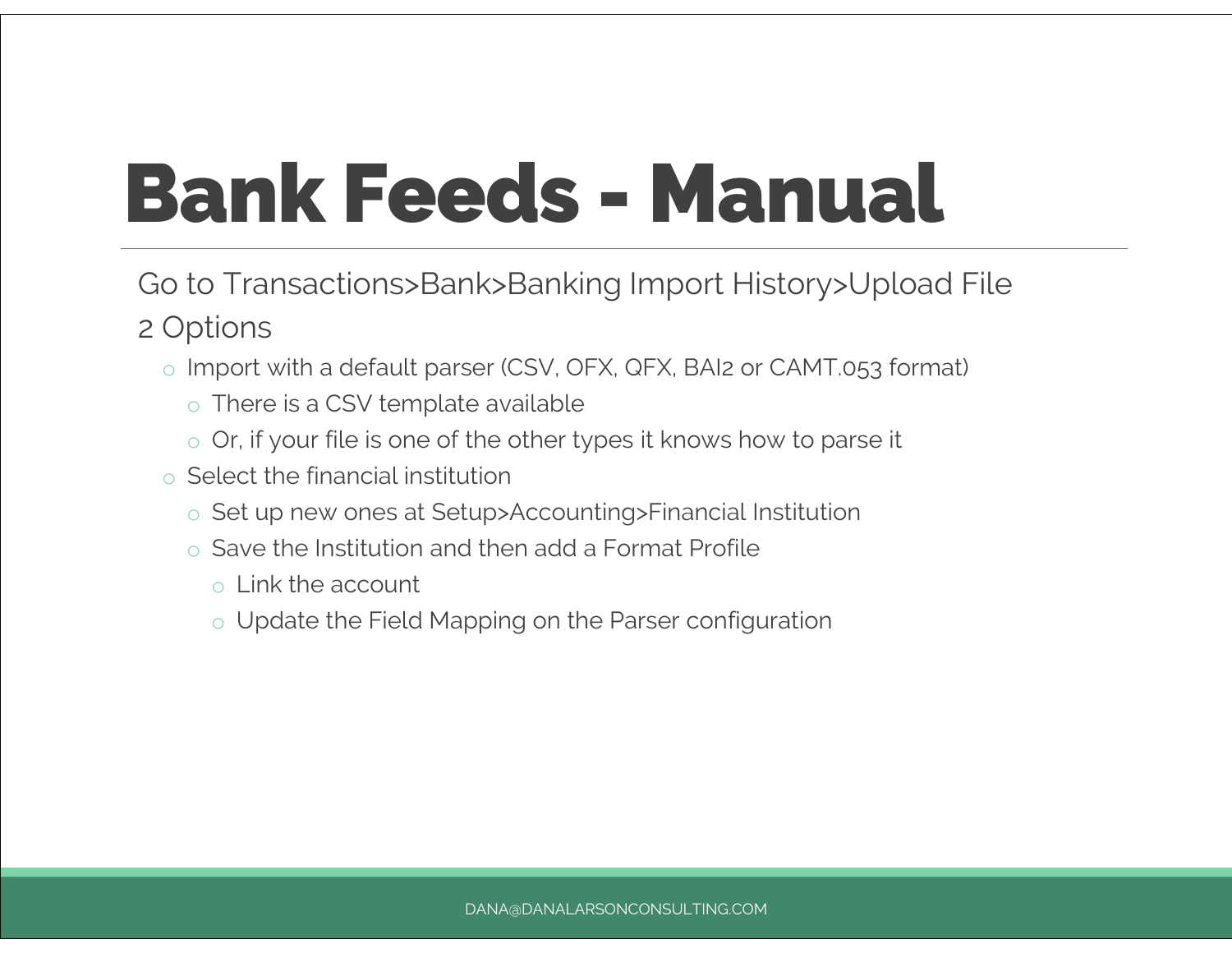# Bank Feeds - Manual

Go to Transactions>Bank>Banking Import History>Upload File

2 Options

- Import with a default parser (CSV, OFX, QFX, BAI2 or CAMT.053 format)
  - There is a CSV template available
  - Or, if your file is one of the other types it knows how to parse it
- Select the financial institution
  - Set up new ones at Setup>Accounting>Financial Institution
  - Save the Institution and then add a Format Profile
    - Link the account
    - Update the Field Mapping on the Parser configuration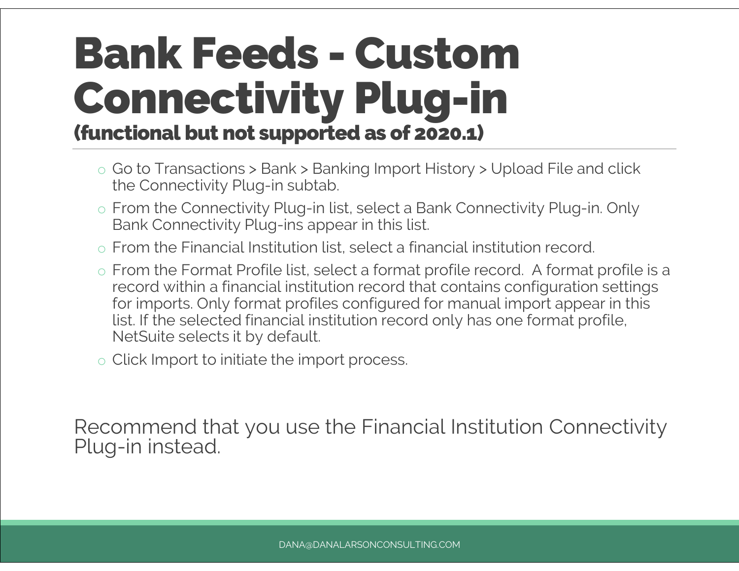# Bank Feeds - Custom Connectivity Plug-in

### (functional but not supported as of 2020.1)

- Go to Transactions > Bank > Banking Import History > Upload File and click the Connectivity Plug-in subtab.
- From the Connectivity Plug-in list, select a Bank Connectivity Plug-in. Only Bank Connectivity Plug-ins appear in this list.
- From the Financial Institution list, select a financial institution record.
- From the Format Profile list, select a format profile record. A format profile is a record within a financial institution record that contains configuration settings for imports. Only format profiles configured for manual import appear in this list. If the selected financial institution record only has one format profile, NetSuite selects it by default.
- Click Import to initiate the import process.

Recommend that you use the Financial Institution Connectivity Plug-in instead.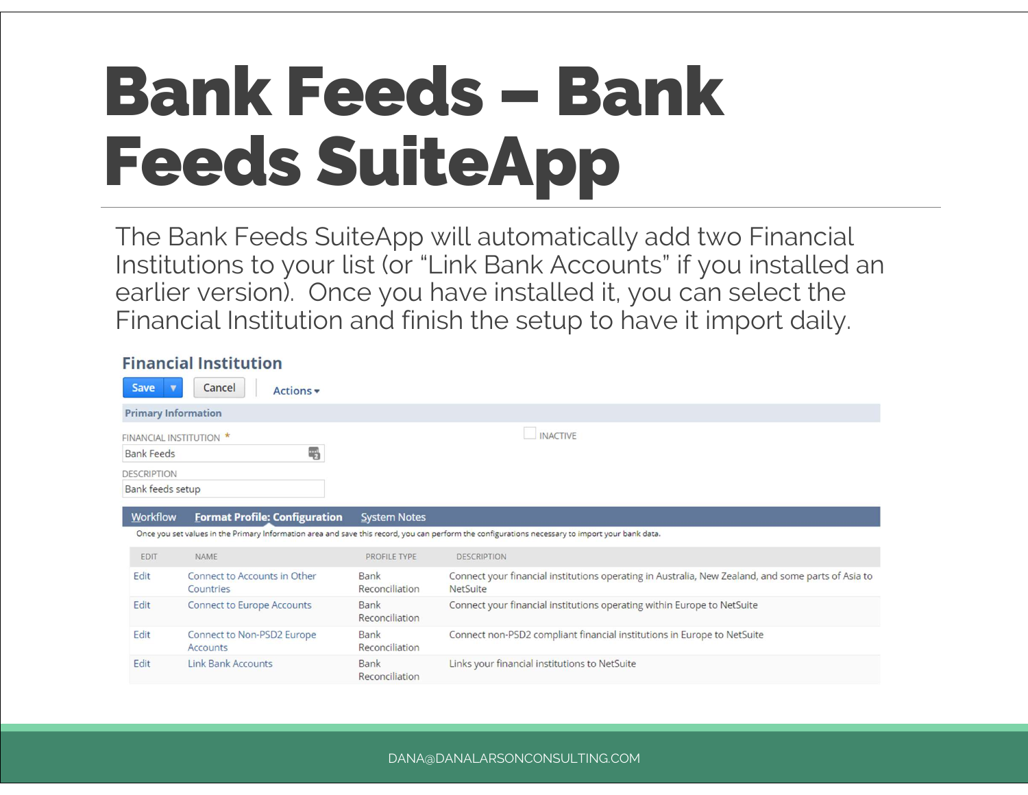# Bank Feeds – Bank Feeds SuiteApp

The Bank Feeds SuiteApp will automatically add two Financial Institutions to your list (or "Link Bank Accounts" if you installed an earlier version). Once you have installed it, you can select the Financial Institution and finish the setup to have it import daily.

## Financial Institution

Save ▾ | Cancel | Actions ▾

**Primary Information**

FINANCIAL INSTITUTION *: Bank Feeds

INACTIVE: ☐

DESCRIPTION: Bank feeds setup

Workflow | **Format Profile: Configuration** | System Notes

Once you set values in the Primary Information area and save this record, you can perform the configurations necessary to import your bank data.

| EDIT | NAME | PROFILE TYPE | DESCRIPTION |
|---|---|---|---|
| Edit | Connect to Accounts in Other Countries | Bank Reconciliation | Connect your financial institutions operating in Australia, New Zealand, and some parts of Asia to NetSuite |
| Edit | Connect to Europe Accounts | Bank Reconciliation | Connect your financial institutions operating within Europe to NetSuite |
| Edit | Connect to Non-PSD2 Europe Accounts | Bank Reconciliation | Connect non-PSD2 compliant financial institutions in Europe to NetSuite |
| Edit | Link Bank Accounts | Bank Reconciliation | Links your financial institutions to NetSuite |

DANA@DANALARSONCONSULTING.COM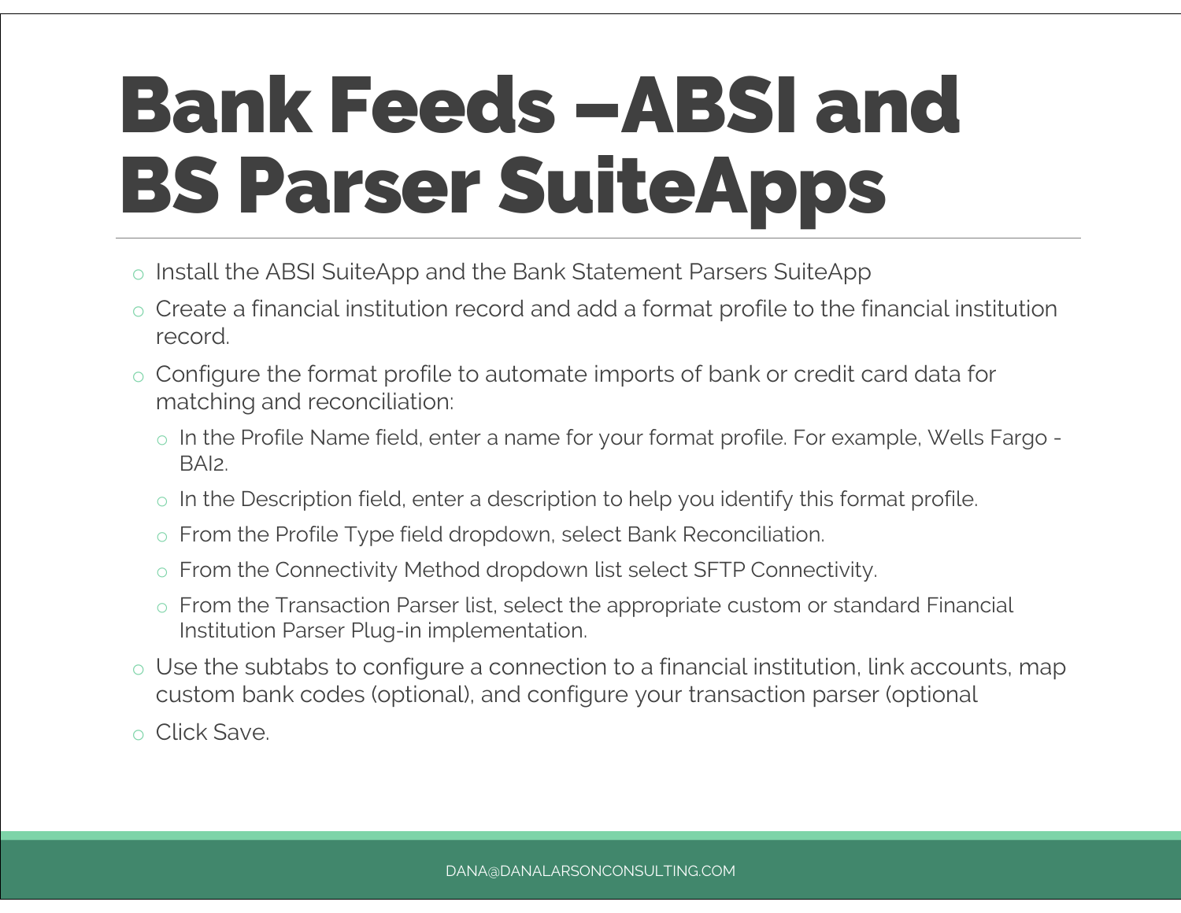# Bank Feeds –ABSI and BS Parser SuiteApps

- Install the ABSI SuiteApp and the Bank Statement Parsers SuiteApp
- Create a financial institution record and add a format profile to the financial institution record.
- Configure the format profile to automate imports of bank or credit card data for matching and reconciliation:
  - In the Profile Name field, enter a name for your format profile. For example, Wells Fargo - BAI2.
  - In the Description field, enter a description to help you identify this format profile.
  - From the Profile Type field dropdown, select Bank Reconciliation.
  - From the Connectivity Method dropdown list select SFTP Connectivity.
  - From the Transaction Parser list, select the appropriate custom or standard Financial Institution Parser Plug-in implementation.
- Use the subtabs to configure a connection to a financial institution, link accounts, map custom bank codes (optional), and configure your transaction parser (optional
- Click Save.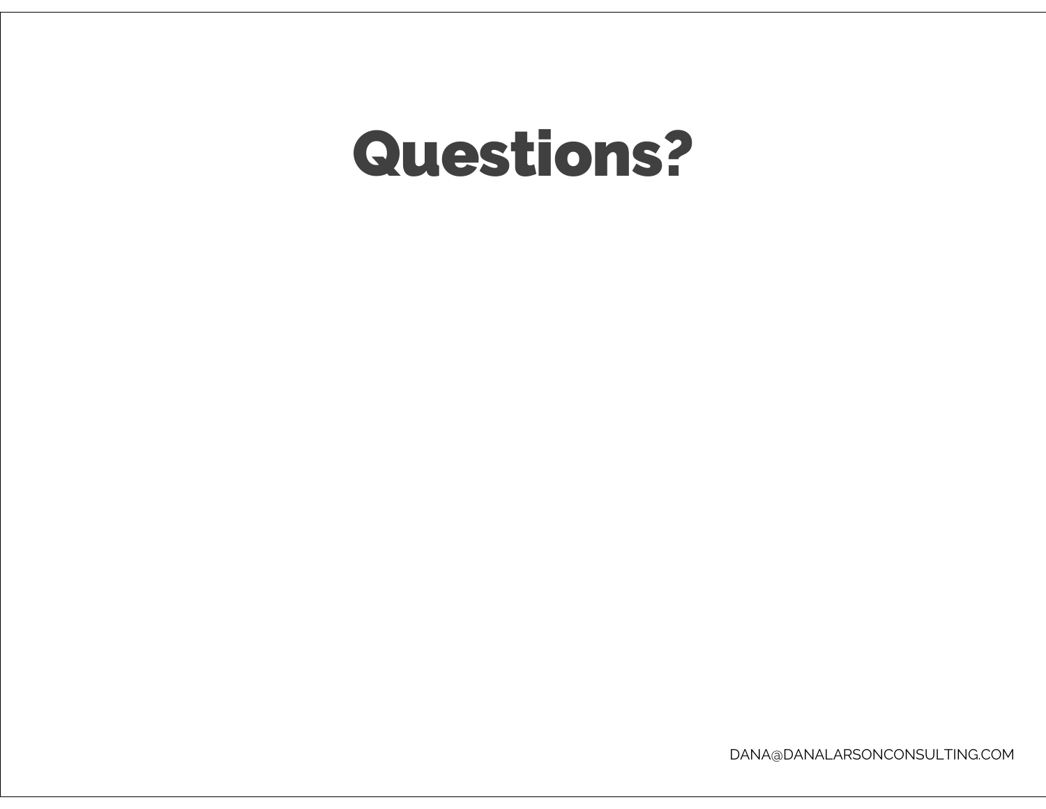# Questions?

DANA@DANALARSONCONSULTING.COM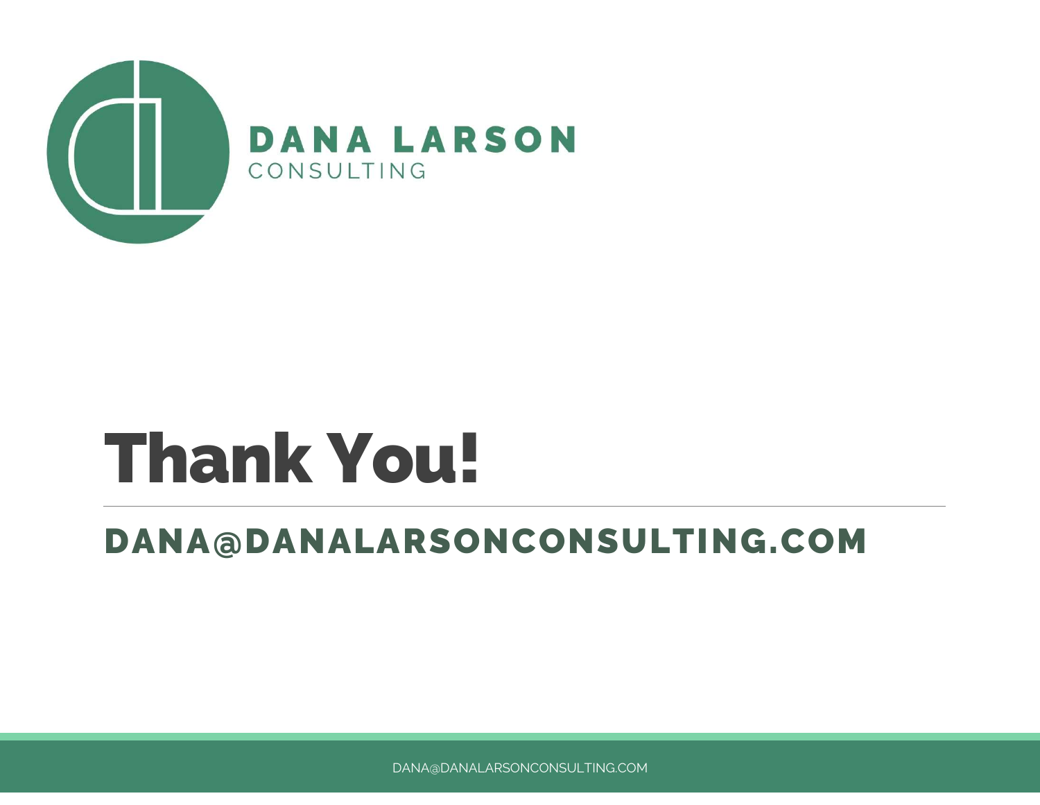DANA LARSON
CONSULTING

# Thank You!

## DANA@DANALARSONCONSULTING.COM